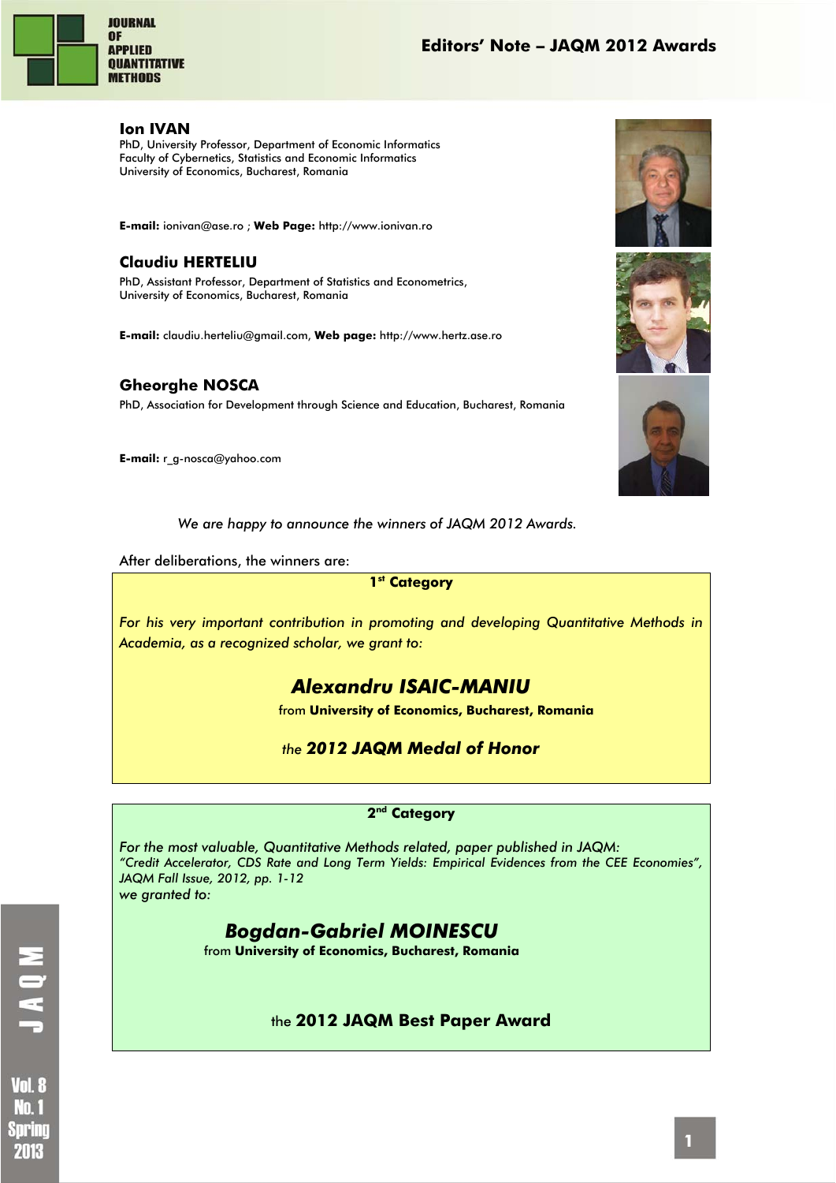# Editors' Note – JAQM 2012 Awards

**Ion IVAN**
PhD, University Professor, Department of Economic Informatics
Faculty of Cybernetics, Statistics and Economic Informatics
University of Economics, Bucharest, Romania

**E-mail:** ionivan@ase.ro ; **Web Page:** http://www.ionivan.ro

**Claudiu HERTELIU**
PhD, Assistant Professor, Department of Statistics and Econometrics,
University of Economics, Bucharest, Romania

**E-mail:** claudiu.herteliu@gmail.com, **Web page:** http://www.hertz.ase.ro

**Gheorghe NOSCA**
PhD, Association for Development through Science and Education, Bucharest, Romania

**E-mail:** r_g-nosca@yahoo.com

*We are happy to announce the winners of JAQM 2012 Awards.*

After deliberations, the winners are:

**1st Category**

*For his very important contribution in promoting and developing Quantitative Methods in Academia, as a recognized scholar, we grant to:*

***Alexandru ISAIC-MANIU***

from **University of Economics, Bucharest, Romania**

*the **2012 JAQM Medal of Honor***

**2nd Category**

*For the most valuable, Quantitative Methods related, paper published in JAQM:*
*"Credit Accelerator, CDS Rate and Long Term Yields: Empirical Evidences from the CEE Economies", JAQM Fall Issue, 2012, pp. 1-12*
*we granted to:*

***Bogdan-Gabriel MOINESCU***

from **University of Economics, Bucharest, Romania**

the **2012 JAQM Best Paper Award**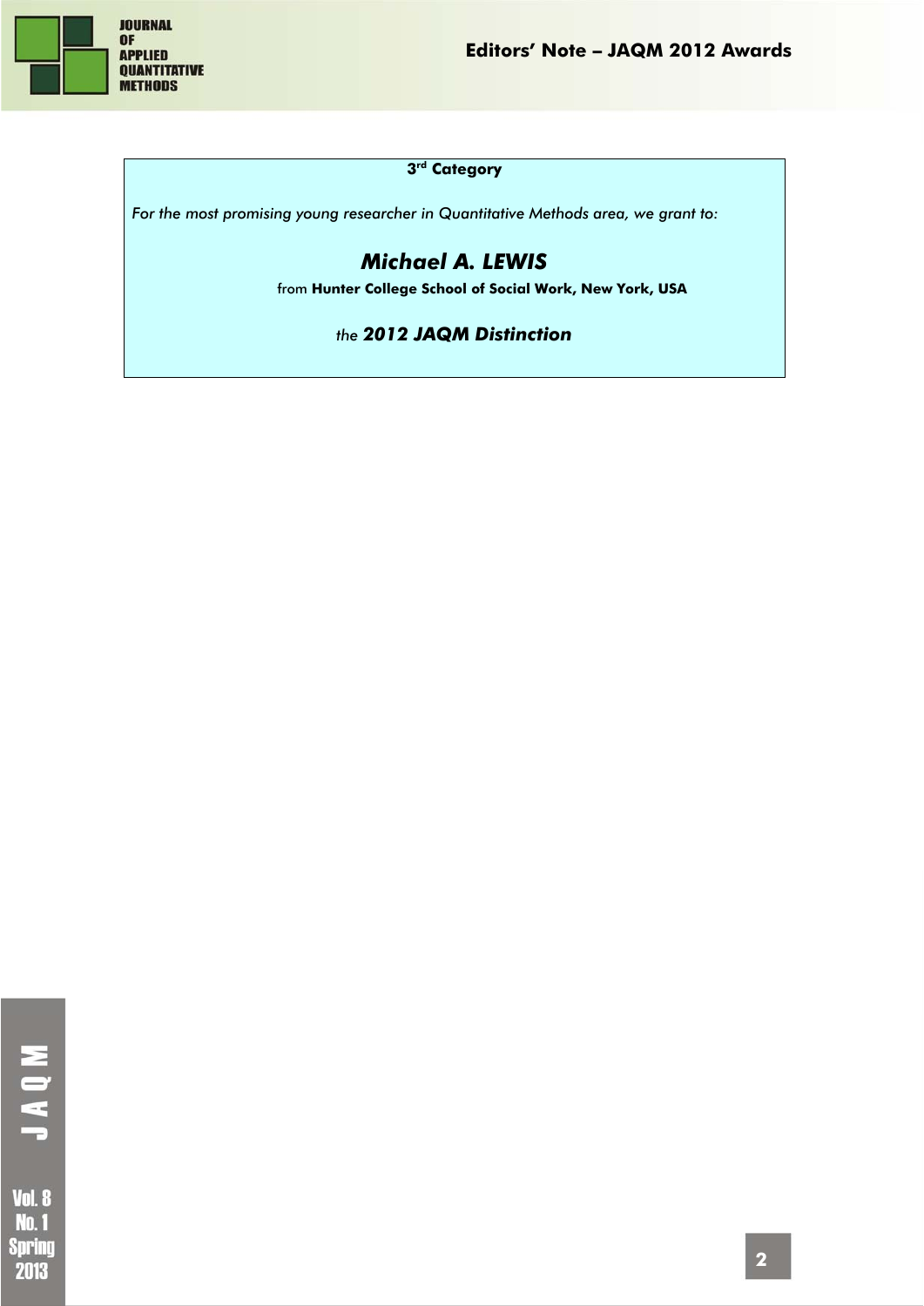**3rd Category**

*For the most promising young researcher in Quantitative Methods area, we grant to:*

***Michael A. LEWIS***

from **Hunter College School of Social Work, New York, USA**

*the* ***2012 JAQM Distinction***